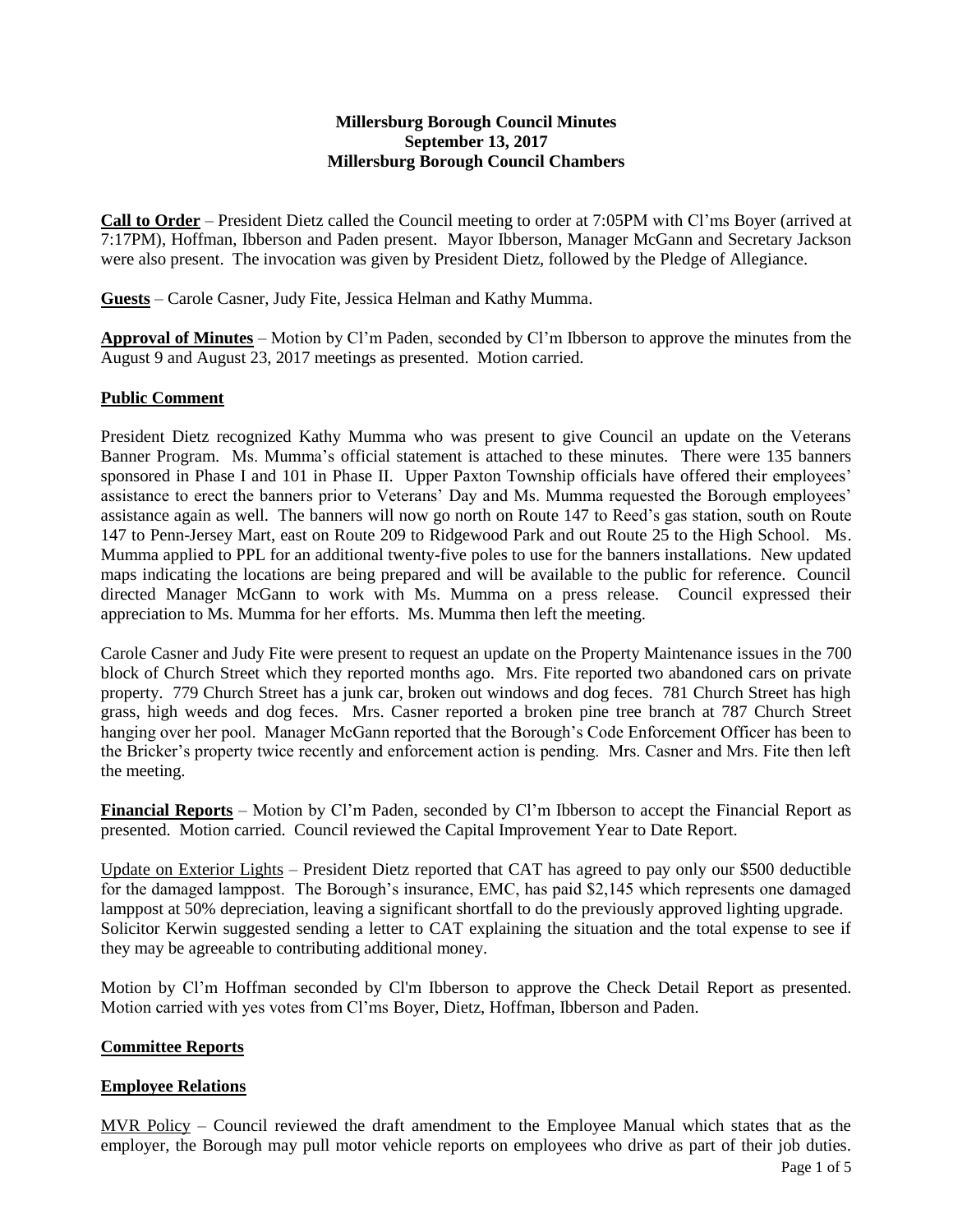**Millersburg Borough Council Minutes**
**September 13, 2017**
**Millersburg Borough Council Chambers**

**Call to Order** – President Dietz called the Council meeting to order at 7:05PM with Cl'ms Boyer (arrived at 7:17PM), Hoffman, Ibberson and Paden present. Mayor Ibberson, Manager McGann and Secretary Jackson were also present. The invocation was given by President Dietz, followed by the Pledge of Allegiance.

**Guests** – Carole Casner, Judy Fite, Jessica Helman and Kathy Mumma.

**Approval of Minutes** – Motion by Cl'm Paden, seconded by Cl'm Ibberson to approve the minutes from the August 9 and August 23, 2017 meetings as presented. Motion carried.

**Public Comment**

President Dietz recognized Kathy Mumma who was present to give Council an update on the Veterans Banner Program. Ms. Mumma's official statement is attached to these minutes. There were 135 banners sponsored in Phase I and 101 in Phase II. Upper Paxton Township officials have offered their employees' assistance to erect the banners prior to Veterans' Day and Ms. Mumma requested the Borough employees' assistance again as well. The banners will now go north on Route 147 to Reed's gas station, south on Route 147 to Penn-Jersey Mart, east on Route 209 to Ridgewood Park and out Route 25 to the High School. Ms. Mumma applied to PPL for an additional twenty-five poles to use for the banners installations. New updated maps indicating the locations are being prepared and will be available to the public for reference. Council directed Manager McGann to work with Ms. Mumma on a press release. Council expressed their appreciation to Ms. Mumma for her efforts. Ms. Mumma then left the meeting.

Carole Casner and Judy Fite were present to request an update on the Property Maintenance issues in the 700 block of Church Street which they reported months ago. Mrs. Fite reported two abandoned cars on private property. 779 Church Street has a junk car, broken out windows and dog feces. 781 Church Street has high grass, high weeds and dog feces. Mrs. Casner reported a broken pine tree branch at 787 Church Street hanging over her pool. Manager McGann reported that the Borough's Code Enforcement Officer has been to the Bricker's property twice recently and enforcement action is pending. Mrs. Casner and Mrs. Fite then left the meeting.

**Financial Reports** – Motion by Cl'm Paden, seconded by Cl'm Ibberson to accept the Financial Report as presented. Motion carried. Council reviewed the Capital Improvement Year to Date Report.

Update on Exterior Lights – President Dietz reported that CAT has agreed to pay only our $500 deductible for the damaged lamppost. The Borough's insurance, EMC, has paid $2,145 which represents one damaged lamppost at 50% depreciation, leaving a significant shortfall to do the previously approved lighting upgrade. Solicitor Kerwin suggested sending a letter to CAT explaining the situation and the total expense to see if they may be agreeable to contributing additional money.

Motion by Cl'm Hoffman seconded by Cl'm Ibberson to approve the Check Detail Report as presented. Motion carried with yes votes from Cl'ms Boyer, Dietz, Hoffman, Ibberson and Paden.

**Committee Reports**

**Employee Relations**

MVR Policy – Council reviewed the draft amendment to the Employee Manual which states that as the employer, the Borough may pull motor vehicle reports on employees who drive as part of their job duties.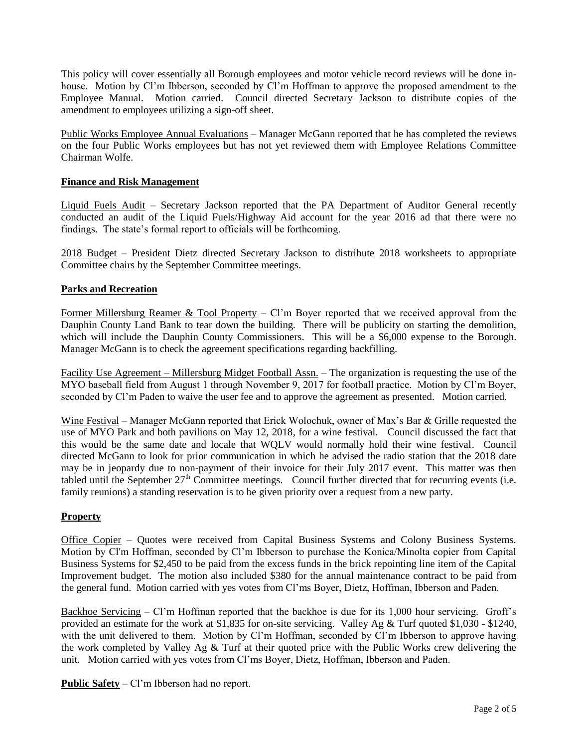This policy will cover essentially all Borough employees and motor vehicle record reviews will be done in-house. Motion by Cl'm Ibberson, seconded by Cl'm Hoffman to approve the proposed amendment to the Employee Manual. Motion carried. Council directed Secretary Jackson to distribute copies of the amendment to employees utilizing a sign-off sheet.

Public Works Employee Annual Evaluations – Manager McGann reported that he has completed the reviews on the four Public Works employees but has not yet reviewed them with Employee Relations Committee Chairman Wolfe.

**Finance and Risk Management**

Liquid Fuels Audit – Secretary Jackson reported that the PA Department of Auditor General recently conducted an audit of the Liquid Fuels/Highway Aid account for the year 2016 ad that there were no findings. The state's formal report to officials will be forthcoming.

2018 Budget – President Dietz directed Secretary Jackson to distribute 2018 worksheets to appropriate Committee chairs by the September Committee meetings.

**Parks and Recreation**

Former Millersburg Reamer & Tool Property – Cl'm Boyer reported that we received approval from the Dauphin County Land Bank to tear down the building. There will be publicity on starting the demolition, which will include the Dauphin County Commissioners. This will be a $6,000 expense to the Borough. Manager McGann is to check the agreement specifications regarding backfilling.

Facility Use Agreement – Millersburg Midget Football Assn. – The organization is requesting the use of the MYO baseball field from August 1 through November 9, 2017 for football practice. Motion by Cl'm Boyer, seconded by Cl'm Paden to waive the user fee and to approve the agreement as presented. Motion carried.

Wine Festival – Manager McGann reported that Erick Wolochuk, owner of Max's Bar & Grille requested the use of MYO Park and both pavilions on May 12, 2018, for a wine festival. Council discussed the fact that this would be the same date and locale that WQLV would normally hold their wine festival. Council directed McGann to look for prior communication in which he advised the radio station that the 2018 date may be in jeopardy due to non-payment of their invoice for their July 2017 event. This matter was then tabled until the September 27th Committee meetings. Council further directed that for recurring events (i.e. family reunions) a standing reservation is to be given priority over a request from a new party.

**Property**

Office Copier – Quotes were received from Capital Business Systems and Colony Business Systems. Motion by Cl'm Hoffman, seconded by Cl'm Ibberson to purchase the Konica/Minolta copier from Capital Business Systems for $2,450 to be paid from the excess funds in the brick repointing line item of the Capital Improvement budget. The motion also included $380 for the annual maintenance contract to be paid from the general fund. Motion carried with yes votes from Cl'ms Boyer, Dietz, Hoffman, Ibberson and Paden.

Backhoe Servicing – Cl'm Hoffman reported that the backhoe is due for its 1,000 hour servicing. Groff's provided an estimate for the work at $1,835 for on-site servicing. Valley Ag & Turf quoted $1,030 - $1240, with the unit delivered to them. Motion by Cl'm Hoffman, seconded by Cl'm Ibberson to approve having the work completed by Valley Ag & Turf at their quoted price with the Public Works crew delivering the unit. Motion carried with yes votes from Cl'ms Boyer, Dietz, Hoffman, Ibberson and Paden.

**Public Safety** – Cl'm Ibberson had no report.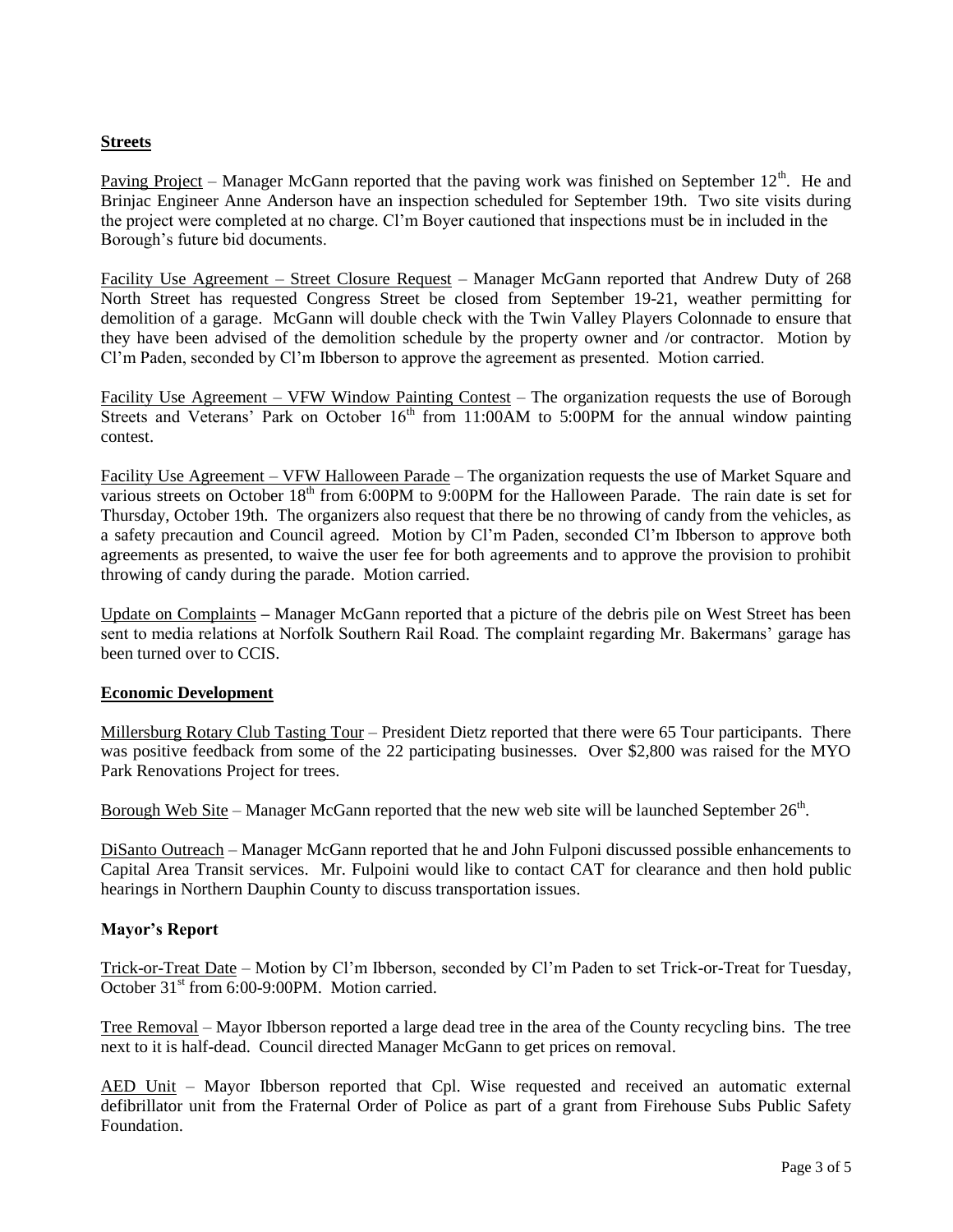## Streets

Paving Project – Manager McGann reported that the paving work was finished on September 12th. He and Brinjac Engineer Anne Anderson have an inspection scheduled for September 19th. Two site visits during the project were completed at no charge. Cl'm Boyer cautioned that inspections must be in included in the Borough's future bid documents.

Facility Use Agreement – Street Closure Request – Manager McGann reported that Andrew Duty of 268 North Street has requested Congress Street be closed from September 19-21, weather permitting for demolition of a garage. McGann will double check with the Twin Valley Players Colonnade to ensure that they have been advised of the demolition schedule by the property owner and /or contractor. Motion by Cl'm Paden, seconded by Cl'm Ibberson to approve the agreement as presented. Motion carried.

Facility Use Agreement – VFW Window Painting Contest – The organization requests the use of Borough Streets and Veterans' Park on October 16th from 11:00AM to 5:00PM for the annual window painting contest.

Facility Use Agreement – VFW Halloween Parade – The organization requests the use of Market Square and various streets on October 18th from 6:00PM to 9:00PM for the Halloween Parade. The rain date is set for Thursday, October 19th. The organizers also request that there be no throwing of candy from the vehicles, as a safety precaution and Council agreed. Motion by Cl'm Paden, seconded Cl'm Ibberson to approve both agreements as presented, to waive the user fee for both agreements and to approve the provision to prohibit throwing of candy during the parade. Motion carried.

Update on Complaints – Manager McGann reported that a picture of the debris pile on West Street has been sent to media relations at Norfolk Southern Rail Road. The complaint regarding Mr. Bakermans' garage has been turned over to CCIS.

## Economic Development

Millersburg Rotary Club Tasting Tour – President Dietz reported that there were 65 Tour participants. There was positive feedback from some of the 22 participating businesses. Over $2,800 was raised for the MYO Park Renovations Project for trees.

Borough Web Site – Manager McGann reported that the new web site will be launched September 26th.

DiSanto Outreach – Manager McGann reported that he and John Fulponi discussed possible enhancements to Capital Area Transit services. Mr. Fulpoini would like to contact CAT for clearance and then hold public hearings in Northern Dauphin County to discuss transportation issues.

## Mayor's Report

Trick-or-Treat Date – Motion by Cl'm Ibberson, seconded by Cl'm Paden to set Trick-or-Treat for Tuesday, October 31st from 6:00-9:00PM. Motion carried.

Tree Removal – Mayor Ibberson reported a large dead tree in the area of the County recycling bins. The tree next to it is half-dead. Council directed Manager McGann to get prices on removal.

AED Unit – Mayor Ibberson reported that Cpl. Wise requested and received an automatic external defibrillator unit from the Fraternal Order of Police as part of a grant from Firehouse Subs Public Safety Foundation.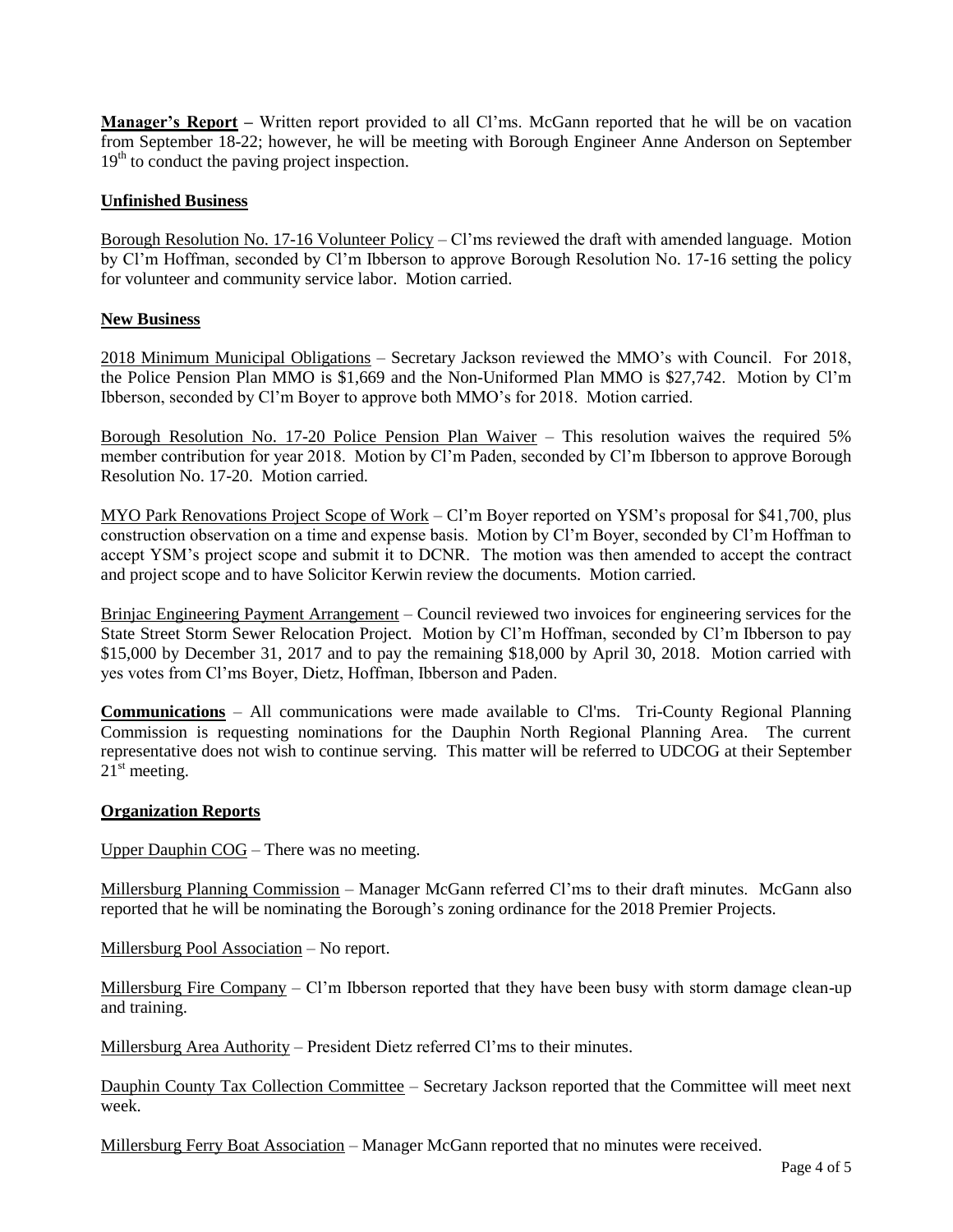**Manager's Report –** Written report provided to all Cl'ms. McGann reported that he will be on vacation from September 18-22; however, he will be meeting with Borough Engineer Anne Anderson on September 19th to conduct the paving project inspection.

**Unfinished Business**

Borough Resolution No. 17-16 Volunteer Policy – Cl'ms reviewed the draft with amended language. Motion by Cl'm Hoffman, seconded by Cl'm Ibberson to approve Borough Resolution No. 17-16 setting the policy for volunteer and community service labor. Motion carried.

**New Business**

2018 Minimum Municipal Obligations – Secretary Jackson reviewed the MMO's with Council. For 2018, the Police Pension Plan MMO is $1,669 and the Non-Uniformed Plan MMO is $27,742. Motion by Cl'm Ibberson, seconded by Cl'm Boyer to approve both MMO's for 2018. Motion carried.

Borough Resolution No. 17-20 Police Pension Plan Waiver – This resolution waives the required 5% member contribution for year 2018. Motion by Cl'm Paden, seconded by Cl'm Ibberson to approve Borough Resolution No. 17-20. Motion carried.

MYO Park Renovations Project Scope of Work – Cl'm Boyer reported on YSM's proposal for $41,700, plus construction observation on a time and expense basis. Motion by Cl'm Boyer, seconded by Cl'm Hoffman to accept YSM's project scope and submit it to DCNR. The motion was then amended to accept the contract and project scope and to have Solicitor Kerwin review the documents. Motion carried.

Brinjac Engineering Payment Arrangement – Council reviewed two invoices for engineering services for the State Street Storm Sewer Relocation Project. Motion by Cl'm Hoffman, seconded by Cl'm Ibberson to pay $15,000 by December 31, 2017 and to pay the remaining $18,000 by April 30, 2018. Motion carried with yes votes from Cl'ms Boyer, Dietz, Hoffman, Ibberson and Paden.

**Communications** – All communications were made available to Cl'ms. Tri-County Regional Planning Commission is requesting nominations for the Dauphin North Regional Planning Area. The current representative does not wish to continue serving. This matter will be referred to UDCOG at their September 21st meeting.

**Organization Reports**

Upper Dauphin COG – There was no meeting.

Millersburg Planning Commission – Manager McGann referred Cl'ms to their draft minutes. McGann also reported that he will be nominating the Borough's zoning ordinance for the 2018 Premier Projects.

Millersburg Pool Association – No report.

Millersburg Fire Company – Cl'm Ibberson reported that they have been busy with storm damage clean-up and training.

Millersburg Area Authority – President Dietz referred Cl'ms to their minutes.

Dauphin County Tax Collection Committee – Secretary Jackson reported that the Committee will meet next week.

Millersburg Ferry Boat Association – Manager McGann reported that no minutes were received.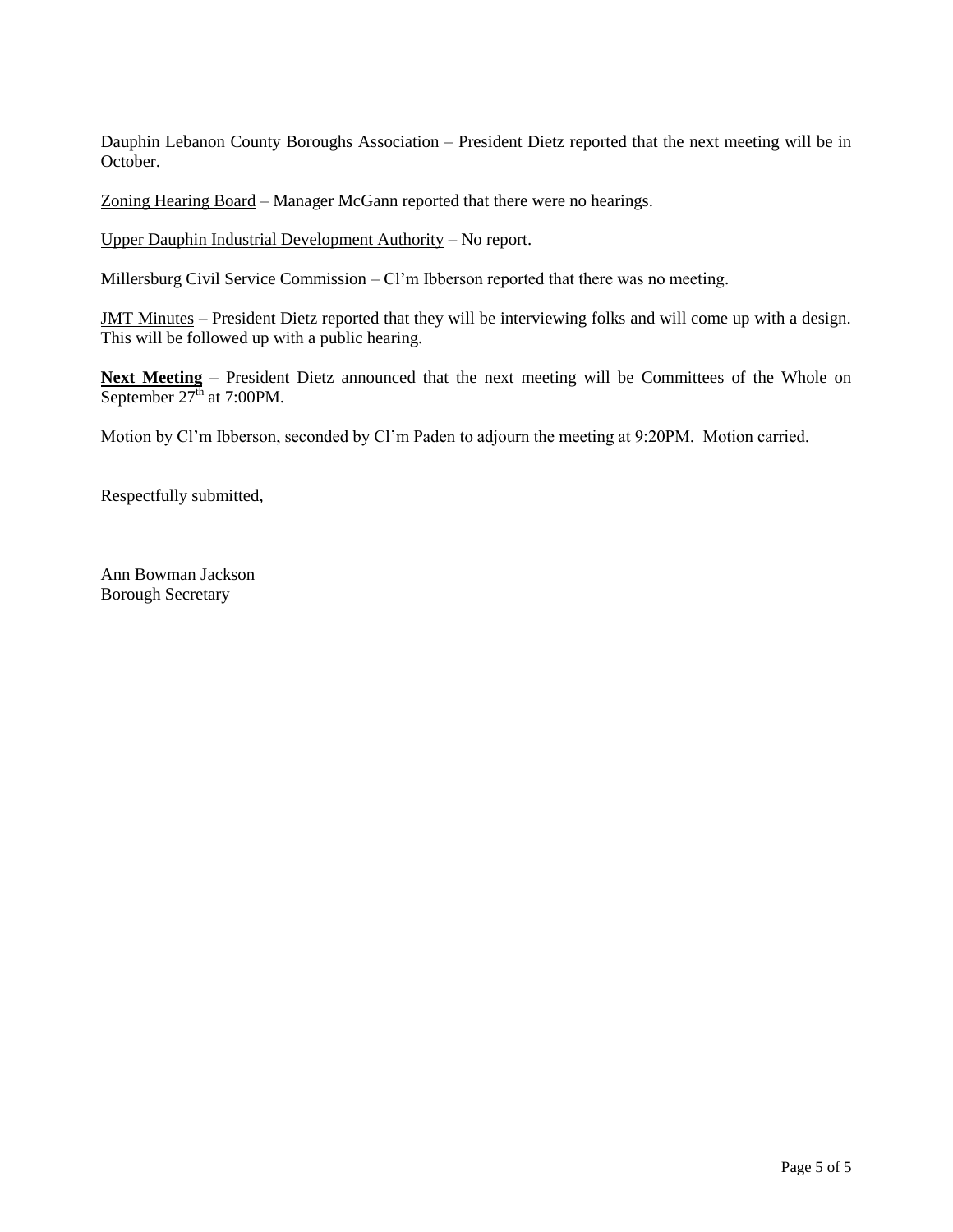Dauphin Lebanon County Boroughs Association – President Dietz reported that the next meeting will be in October.

Zoning Hearing Board – Manager McGann reported that there were no hearings.

Upper Dauphin Industrial Development Authority – No report.

Millersburg Civil Service Commission – Cl'm Ibberson reported that there was no meeting.

JMT Minutes – President Dietz reported that they will be interviewing folks and will come up with a design. This will be followed up with a public hearing.

**Next Meeting** – President Dietz announced that the next meeting will be Committees of the Whole on September 27th at 7:00PM.

Motion by Cl'm Ibberson, seconded by Cl'm Paden to adjourn the meeting at 9:20PM. Motion carried.

Respectfully submitted,

Ann Bowman Jackson
Borough Secretary